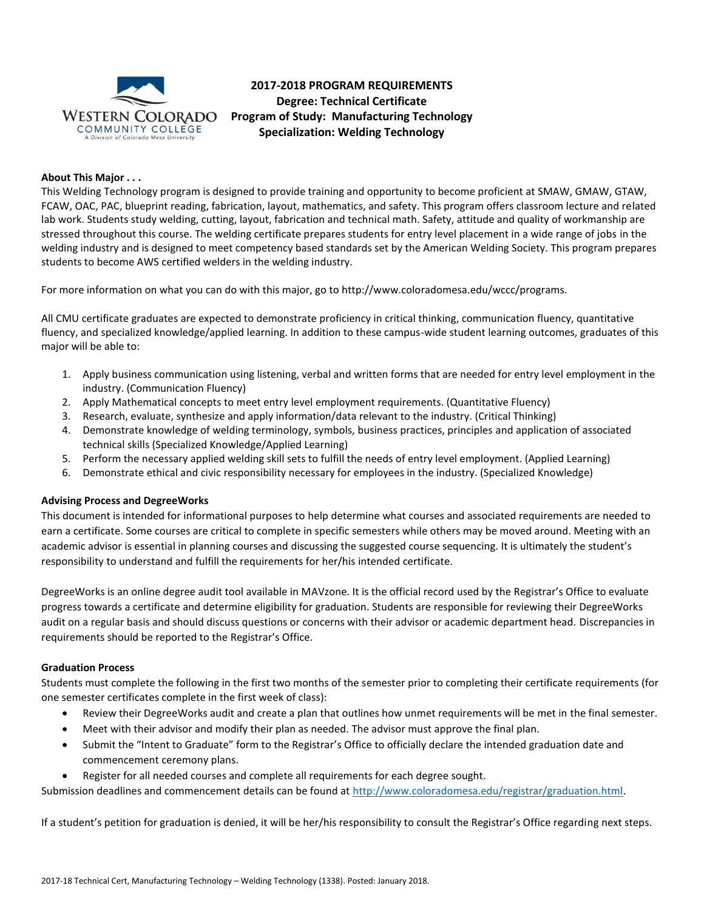# 2017-2018 PROGRAM REQUIREMENTS
## Degree: Technical Certificate
## Program of Study: Manufacturing Technology
## Specialization: Welding Technology

**About This Major . . .**

This Welding Technology program is designed to provide training and opportunity to become proficient at SMAW, GMAW, GTAW, FCAW, OAC, PAC, blueprint reading, fabrication, layout, mathematics, and safety. This program offers classroom lecture and related lab work. Students study welding, cutting, layout, fabrication and technical math. Safety, attitude and quality of workmanship are stressed throughout this course. The welding certificate prepares students for entry level placement in a wide range of jobs in the welding industry and is designed to meet competency based standards set by the American Welding Society. This program prepares students to become AWS certified welders in the welding industry.

For more information on what you can do with this major, go to http://www.coloradomesa.edu/wccc/programs.

All CMU certificate graduates are expected to demonstrate proficiency in critical thinking, communication fluency, quantitative fluency, and specialized knowledge/applied learning. In addition to these campus-wide student learning outcomes, graduates of this major will be able to:

1. Apply business communication using listening, verbal and written forms that are needed for entry level employment in the industry. (Communication Fluency)
2. Apply Mathematical concepts to meet entry level employment requirements. (Quantitative Fluency)
3. Research, evaluate, synthesize and apply information/data relevant to the industry. (Critical Thinking)
4. Demonstrate knowledge of welding terminology, symbols, business practices, principles and application of associated technical skills (Specialized Knowledge/Applied Learning)
5. Perform the necessary applied welding skill sets to fulfill the needs of entry level employment. (Applied Learning)
6. Demonstrate ethical and civic responsibility necessary for employees in the industry. (Specialized Knowledge)

**Advising Process and DegreeWorks**

This document is intended for informational purposes to help determine what courses and associated requirements are needed to earn a certificate. Some courses are critical to complete in specific semesters while others may be moved around. Meeting with an academic advisor is essential in planning courses and discussing the suggested course sequencing. It is ultimately the student's responsibility to understand and fulfill the requirements for her/his intended certificate.

DegreeWorks is an online degree audit tool available in MAVzone. It is the official record used by the Registrar's Office to evaluate progress towards a certificate and determine eligibility for graduation. Students are responsible for reviewing their DegreeWorks audit on a regular basis and should discuss questions or concerns with their advisor or academic department head. Discrepancies in requirements should be reported to the Registrar's Office.

**Graduation Process**

Students must complete the following in the first two months of the semester prior to completing their certificate requirements (for one semester certificates complete in the first week of class):

- Review their DegreeWorks audit and create a plan that outlines how unmet requirements will be met in the final semester.
- Meet with their advisor and modify their plan as needed. The advisor must approve the final plan.
- Submit the "Intent to Graduate" form to the Registrar's Office to officially declare the intended graduation date and commencement ceremony plans.
- Register for all needed courses and complete all requirements for each degree sought.

Submission deadlines and commencement details can be found at http://www.coloradomesa.edu/registrar/graduation.html.

If a student's petition for graduation is denied, it will be her/his responsibility to consult the Registrar's Office regarding next steps.

2017-18 Technical Cert, Manufacturing Technology – Welding Technology (1338). Posted: January 2018.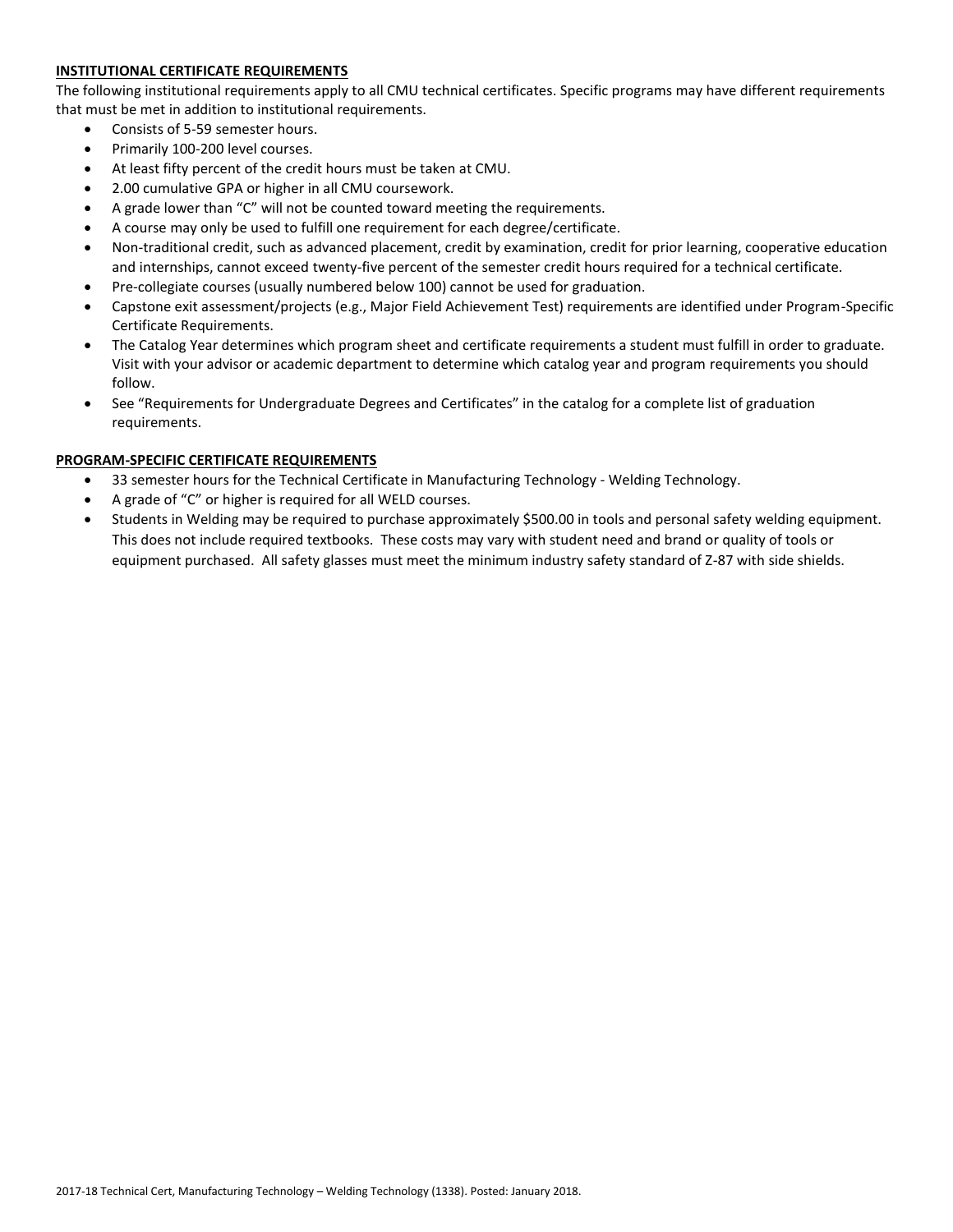## INSTITUTIONAL CERTIFICATE REQUIREMENTS

The following institutional requirements apply to all CMU technical certificates. Specific programs may have different requirements that must be met in addition to institutional requirements.

- Consists of 5-59 semester hours.
- Primarily 100-200 level courses.
- At least fifty percent of the credit hours must be taken at CMU.
- 2.00 cumulative GPA or higher in all CMU coursework.
- A grade lower than "C" will not be counted toward meeting the requirements.
- A course may only be used to fulfill one requirement for each degree/certificate.
- Non-traditional credit, such as advanced placement, credit by examination, credit for prior learning, cooperative education and internships, cannot exceed twenty-five percent of the semester credit hours required for a technical certificate.
- Pre-collegiate courses (usually numbered below 100) cannot be used for graduation.
- Capstone exit assessment/projects (e.g., Major Field Achievement Test) requirements are identified under Program-Specific Certificate Requirements.
- The Catalog Year determines which program sheet and certificate requirements a student must fulfill in order to graduate. Visit with your advisor or academic department to determine which catalog year and program requirements you should follow.
- See "Requirements for Undergraduate Degrees and Certificates" in the catalog for a complete list of graduation requirements.

## PROGRAM-SPECIFIC CERTIFICATE REQUIREMENTS

- 33 semester hours for the Technical Certificate in Manufacturing Technology - Welding Technology.
- A grade of "C" or higher is required for all WELD courses.
- Students in Welding may be required to purchase approximately $500.00 in tools and personal safety welding equipment. This does not include required textbooks. These costs may vary with student need and brand or quality of tools or equipment purchased. All safety glasses must meet the minimum industry safety standard of Z-87 with side shields.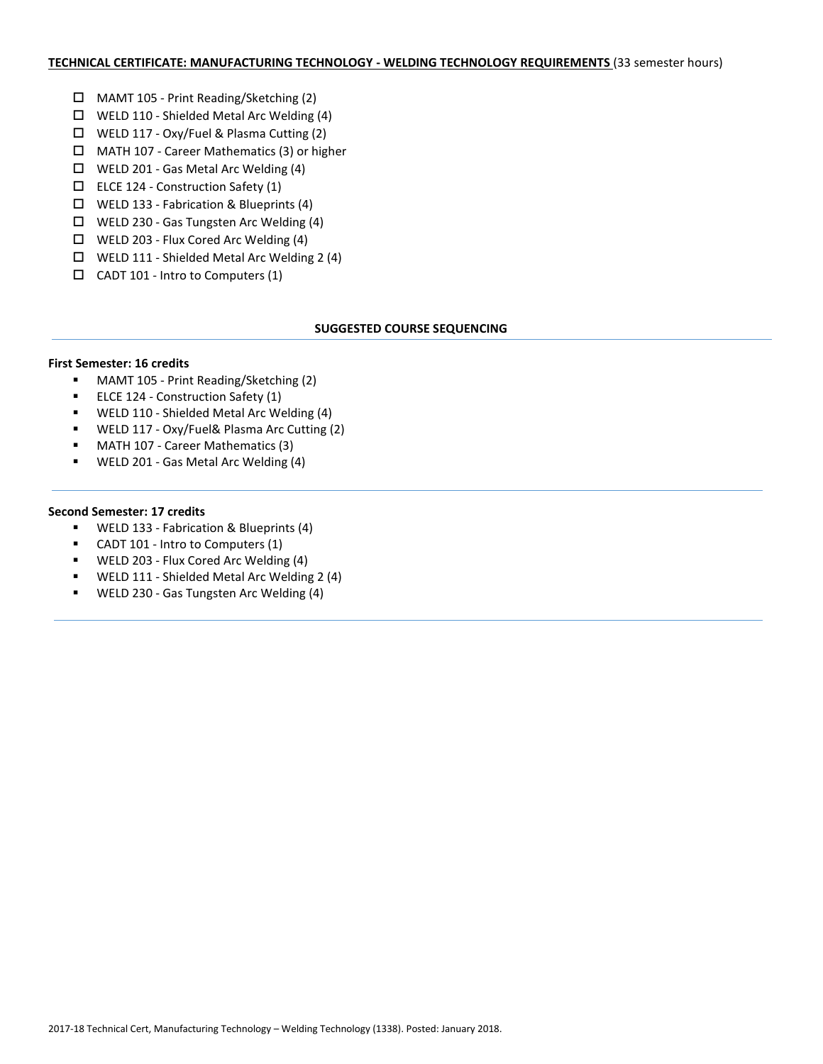**TECHNICAL CERTIFICATE: MANUFACTURING TECHNOLOGY - WELDING TECHNOLOGY REQUIREMENTS** (33 semester hours)

- ☐ MAMT 105 - Print Reading/Sketching (2)
- ☐ WELD 110 - Shielded Metal Arc Welding (4)
- ☐ WELD 117 - Oxy/Fuel & Plasma Cutting (2)
- ☐ MATH 107 - Career Mathematics (3) or higher
- ☐ WELD 201 - Gas Metal Arc Welding (4)
- ☐ ELCE 124 - Construction Safety (1)
- ☐ WELD 133 - Fabrication & Blueprints (4)
- ☐ WELD 230 - Gas Tungsten Arc Welding (4)
- ☐ WELD 203 - Flux Cored Arc Welding (4)
- ☐ WELD 111 - Shielded Metal Arc Welding 2 (4)
- ☐ CADT 101 - Intro to Computers (1)

## SUGGESTED COURSE SEQUENCING

**First Semester: 16 credits**

- MAMT 105 - Print Reading/Sketching (2)
- ELCE 124 - Construction Safety (1)
- WELD 110 - Shielded Metal Arc Welding (4)
- WELD 117 - Oxy/Fuel& Plasma Arc Cutting (2)
- MATH 107 - Career Mathematics (3)
- WELD 201 - Gas Metal Arc Welding (4)

**Second Semester: 17 credits**

- WELD 133 - Fabrication & Blueprints (4)
- CADT 101 - Intro to Computers (1)
- WELD 203 - Flux Cored Arc Welding (4)
- WELD 111 - Shielded Metal Arc Welding 2 (4)
- WELD 230 - Gas Tungsten Arc Welding (4)